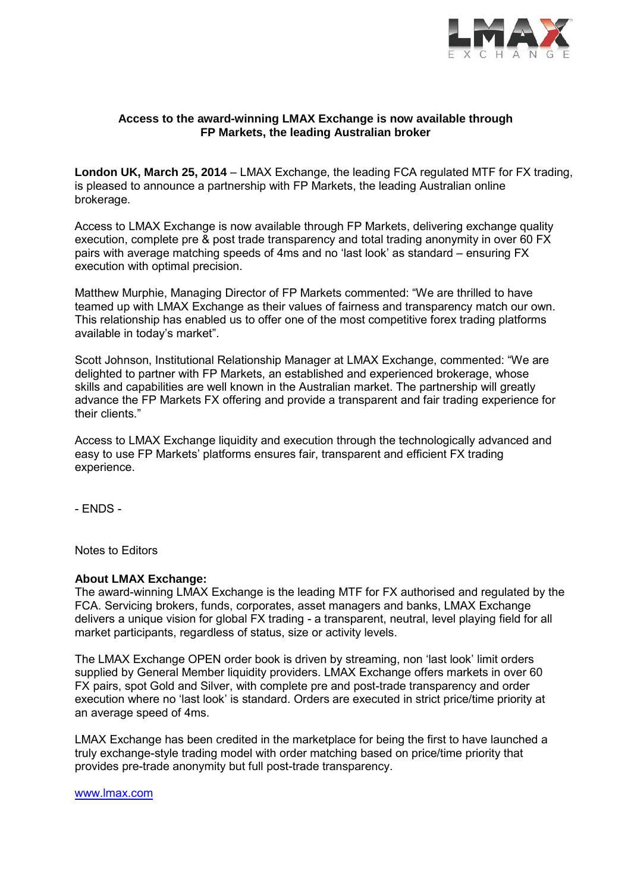**Access to the award-winning LMAX Exchange is now available through FP Markets, the leading Australian broker**

**London UK, March 25, 2014** – LMAX Exchange, the leading FCA regulated MTF for FX trading, is pleased to announce a partnership with FP Markets, the leading Australian online brokerage.

Access to LMAX Exchange is now available through FP Markets, delivering exchange quality execution, complete pre & post trade transparency and total trading anonymity in over 60 FX pairs with average matching speeds of 4ms and no 'last look' as standard – ensuring FX execution with optimal precision.

Matthew Murphie, Managing Director of FP Markets commented: "We are thrilled to have teamed up with LMAX Exchange as their values of fairness and transparency match our own. This relationship has enabled us to offer one of the most competitive forex trading platforms available in today's market".

Scott Johnson, Institutional Relationship Manager at LMAX Exchange, commented: "We are delighted to partner with FP Markets, an established and experienced brokerage, whose skills and capabilities are well known in the Australian market. The partnership will greatly advance the FP Markets FX offering and provide a transparent and fair trading experience for their clients."

Access to LMAX Exchange liquidity and execution through the technologically advanced and easy to use FP Markets' platforms ensures fair, transparent and efficient FX trading experience.

- ENDS -

Notes to Editors

**About LMAX Exchange:**
The award-winning LMAX Exchange is the leading MTF for FX authorised and regulated by the FCA. Servicing brokers, funds, corporates, asset managers and banks, LMAX Exchange delivers a unique vision for global FX trading - a transparent, neutral, level playing field for all market participants, regardless of status, size or activity levels.

The LMAX Exchange OPEN order book is driven by streaming, non 'last look' limit orders supplied by General Member liquidity providers. LMAX Exchange offers markets in over 60 FX pairs, spot Gold and Silver, with complete pre and post-trade transparency and order execution where no 'last look' is standard. Orders are executed in strict price/time priority at an average speed of 4ms.

LMAX Exchange has been credited in the marketplace for being the first to have launched a truly exchange-style trading model with order matching based on price/time priority that provides pre-trade anonymity but full post-trade transparency.

[www.lmax.com](http://www.lmax.com)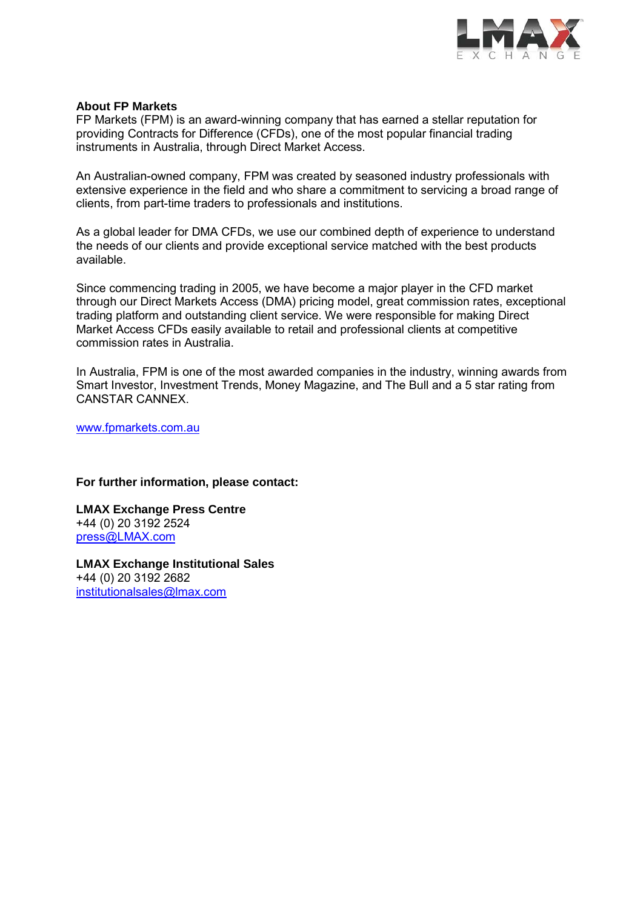**About FP Markets**

FP Markets (FPM) is an award-winning company that has earned a stellar reputation for providing Contracts for Difference (CFDs), one of the most popular financial trading instruments in Australia, through Direct Market Access.

An Australian-owned company, FPM was created by seasoned industry professionals with extensive experience in the field and who share a commitment to servicing a broad range of clients, from part-time traders to professionals and institutions.

As a global leader for DMA CFDs, we use our combined depth of experience to understand the needs of our clients and provide exceptional service matched with the best products available.

Since commencing trading in 2005, we have become a major player in the CFD market through our Direct Markets Access (DMA) pricing model, great commission rates, exceptional trading platform and outstanding client service. We were responsible for making Direct Market Access CFDs easily available to retail and professional clients at competitive commission rates in Australia.

In Australia, FPM is one of the most awarded companies in the industry, winning awards from Smart Investor, Investment Trends, Money Magazine, and The Bull and a 5 star rating from CANSTAR CANNEX.

www.fpmarkets.com.au

**For further information, please contact:**

**LMAX Exchange Press Centre**
+44 (0) 20 3192 2524
press@LMAX.com

**LMAX Exchange Institutional Sales**
+44 (0) 20 3192 2682
institutionalsales@lmax.com